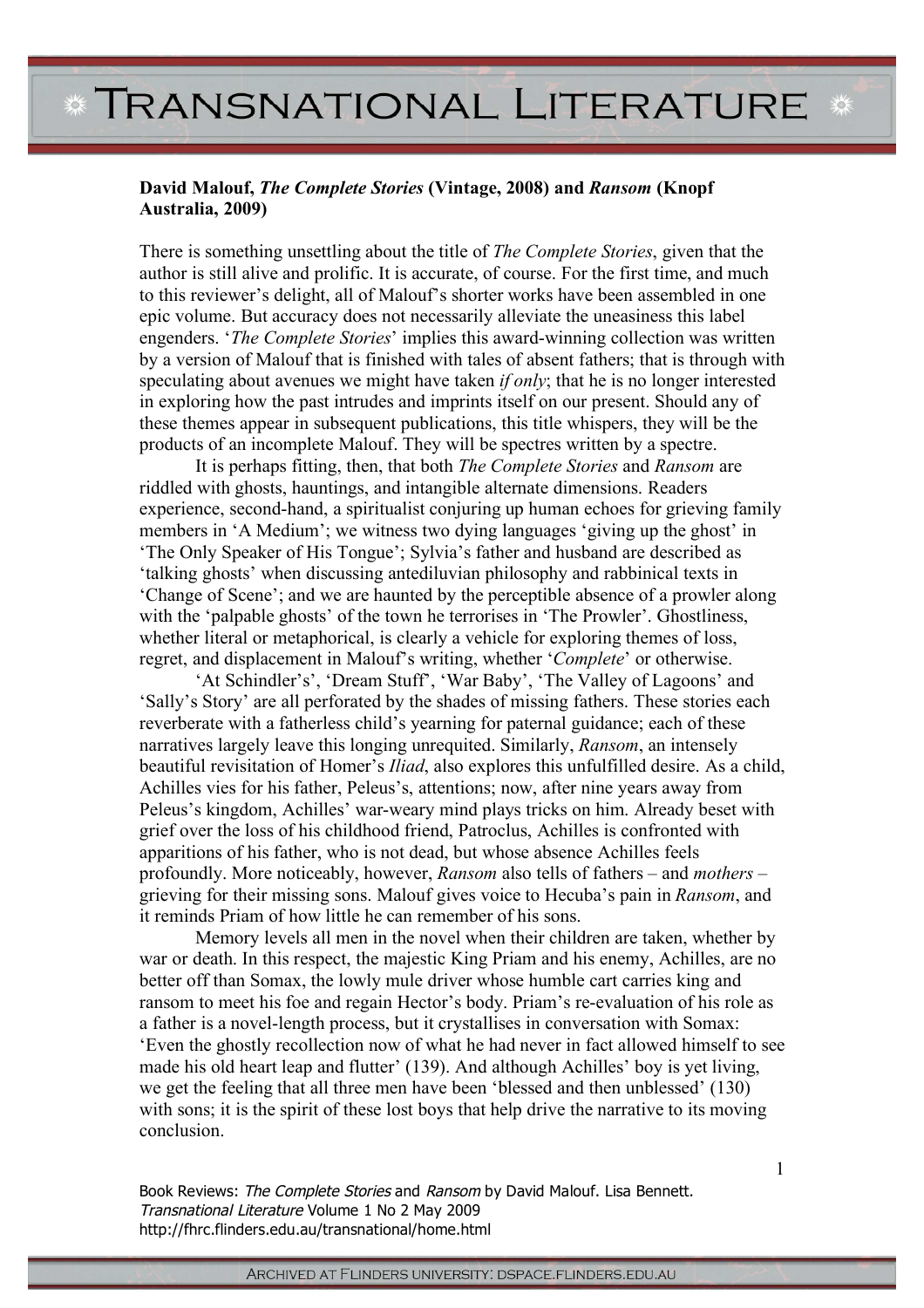**David Malouf, *The Complete Stories* (Vintage, 2008) and *Ransom* (Knopf Australia, 2009)**

There is something unsettling about the title of *The Complete Stories*, given that the author is still alive and prolific. It is accurate, of course. For the first time, and much to this reviewer's delight, all of Malouf's shorter works have been assembled in one epic volume. But accuracy does not necessarily alleviate the uneasiness this label engenders. '*The Complete Stories*' implies this award-winning collection was written by a version of Malouf that is finished with tales of absent fathers; that is through with speculating about avenues we might have taken *if only*; that he is no longer interested in exploring how the past intrudes and imprints itself on our present. Should any of these themes appear in subsequent publications, this title whispers, they will be the products of an incomplete Malouf. They will be spectres written by a spectre.

It is perhaps fitting, then, that both *The Complete Stories* and *Ransom* are riddled with ghosts, hauntings, and intangible alternate dimensions. Readers experience, second-hand, a spiritualist conjuring up human echoes for grieving family members in 'A Medium'; we witness two dying languages 'giving up the ghost' in 'The Only Speaker of His Tongue'; Sylvia's father and husband are described as 'talking ghosts' when discussing antediluvian philosophy and rabbinical texts in 'Change of Scene'; and we are haunted by the perceptible absence of a prowler along with the 'palpable ghosts' of the town he terrorises in 'The Prowler'. Ghostliness, whether literal or metaphorical, is clearly a vehicle for exploring themes of loss, regret, and displacement in Malouf's writing, whether '*Complete*' or otherwise.

'At Schindler's', 'Dream Stuff', 'War Baby', 'The Valley of Lagoons' and 'Sally's Story' are all perforated by the shades of missing fathers. These stories each reverberate with a fatherless child's yearning for paternal guidance; each of these narratives largely leave this longing unrequited. Similarly, *Ransom*, an intensely beautiful revisitation of Homer's *Iliad*, also explores this unfulfilled desire. As a child, Achilles vies for his father, Peleus's, attentions; now, after nine years away from Peleus's kingdom, Achilles' war-weary mind plays tricks on him. Already beset with grief over the loss of his childhood friend, Patroclus, Achilles is confronted with apparitions of his father, who is not dead, but whose absence Achilles feels profoundly. More noticeably, however, *Ransom* also tells of fathers – and *mothers* – grieving for their missing sons. Malouf gives voice to Hecuba's pain in *Ransom*, and it reminds Priam of how little he can remember of his sons.

Memory levels all men in the novel when their children are taken, whether by war or death. In this respect, the majestic King Priam and his enemy, Achilles, are no better off than Somax, the lowly mule driver whose humble cart carries king and ransom to meet his foe and regain Hector's body. Priam's re-evaluation of his role as a father is a novel-length process, but it crystallises in conversation with Somax: 'Even the ghostly recollection now of what he had never in fact allowed himself to see made his old heart leap and flutter' (139). And although Achilles' boy is yet living, we get the feeling that all three men have been 'blessed and then unblessed' (130) with sons; it is the spirit of these lost boys that help drive the narrative to its moving conclusion.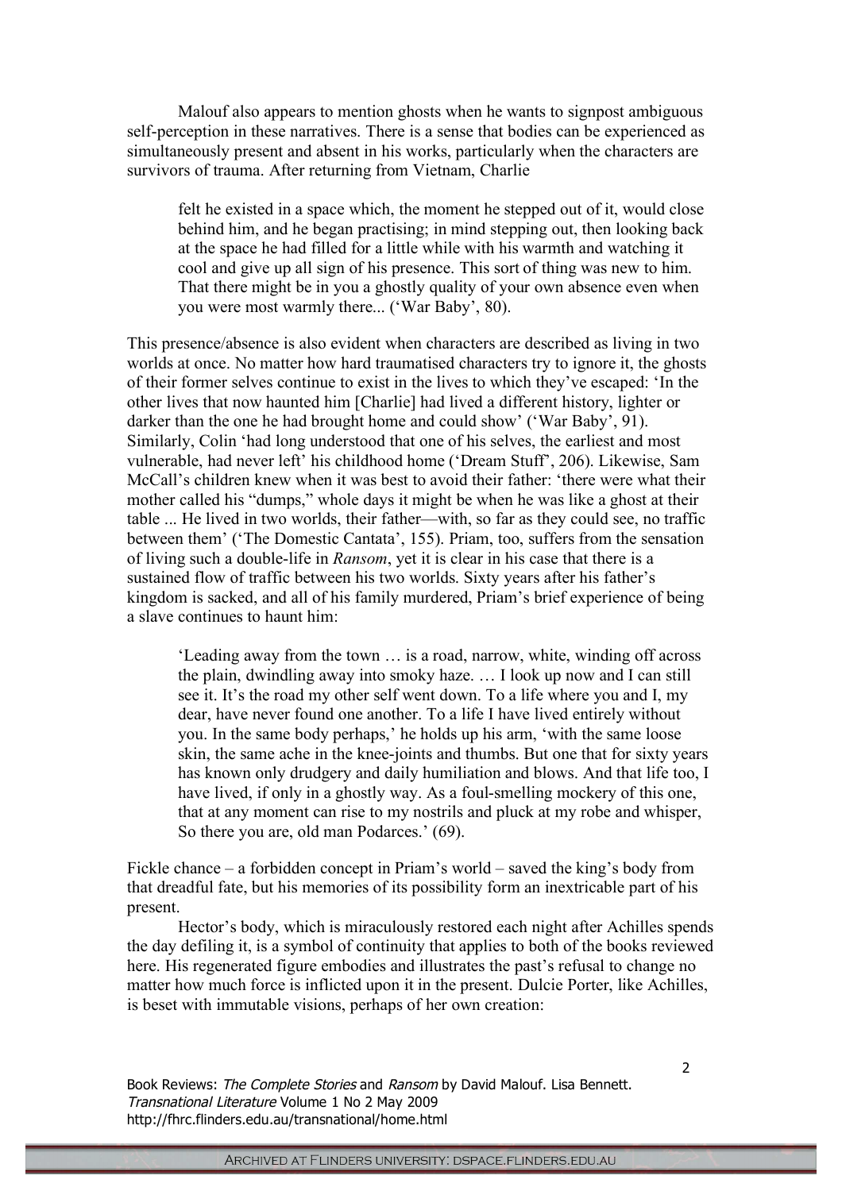Malouf also appears to mention ghosts when he wants to signpost ambiguous self-perception in these narratives. There is a sense that bodies can be experienced as simultaneously present and absent in his works, particularly when the characters are survivors of trauma. After returning from Vietnam, Charlie

> felt he existed in a space which, the moment he stepped out of it, would close behind him, and he began practising; in mind stepping out, then looking back at the space he had filled for a little while with his warmth and watching it cool and give up all sign of his presence. This sort of thing was new to him. That there might be in you a ghostly quality of your own absence even when you were most warmly there... ('War Baby', 80).

This presence/absence is also evident when characters are described as living in two worlds at once. No matter how hard traumatised characters try to ignore it, the ghosts of their former selves continue to exist in the lives to which they've escaped: 'In the other lives that now haunted him [Charlie] had lived a different history, lighter or darker than the one he had brought home and could show' ('War Baby', 91). Similarly, Colin 'had long understood that one of his selves, the earliest and most vulnerable, had never left' his childhood home ('Dream Stuff', 206). Likewise, Sam McCall's children knew when it was best to avoid their father: 'there were what their mother called his "dumps," whole days it might be when he was like a ghost at their table ... He lived in two worlds, their father—with, so far as they could see, no traffic between them' ('The Domestic Cantata', 155). Priam, too, suffers from the sensation of living such a double-life in *Ransom*, yet it is clear in his case that there is a sustained flow of traffic between his two worlds. Sixty years after his father's kingdom is sacked, and all of his family murdered, Priam's brief experience of being a slave continues to haunt him:

> 'Leading away from the town … is a road, narrow, white, winding off across the plain, dwindling away into smoky haze. … I look up now and I can still see it. It's the road my other self went down. To a life where you and I, my dear, have never found one another. To a life I have lived entirely without you. In the same body perhaps,' he holds up his arm, 'with the same loose skin, the same ache in the knee-joints and thumbs. But one that for sixty years has known only drudgery and daily humiliation and blows. And that life too, I have lived, if only in a ghostly way. As a foul-smelling mockery of this one, that at any moment can rise to my nostrils and pluck at my robe and whisper, So there you are, old man Podarces.' (69).

Fickle chance – a forbidden concept in Priam's world – saved the king's body from that dreadful fate, but his memories of its possibility form an inextricable part of his present.

Hector's body, which is miraculously restored each night after Achilles spends the day defiling it, is a symbol of continuity that applies to both of the books reviewed here. His regenerated figure embodies and illustrates the past's refusal to change no matter how much force is inflicted upon it in the present. Dulcie Porter, like Achilles, is beset with immutable visions, perhaps of her own creation: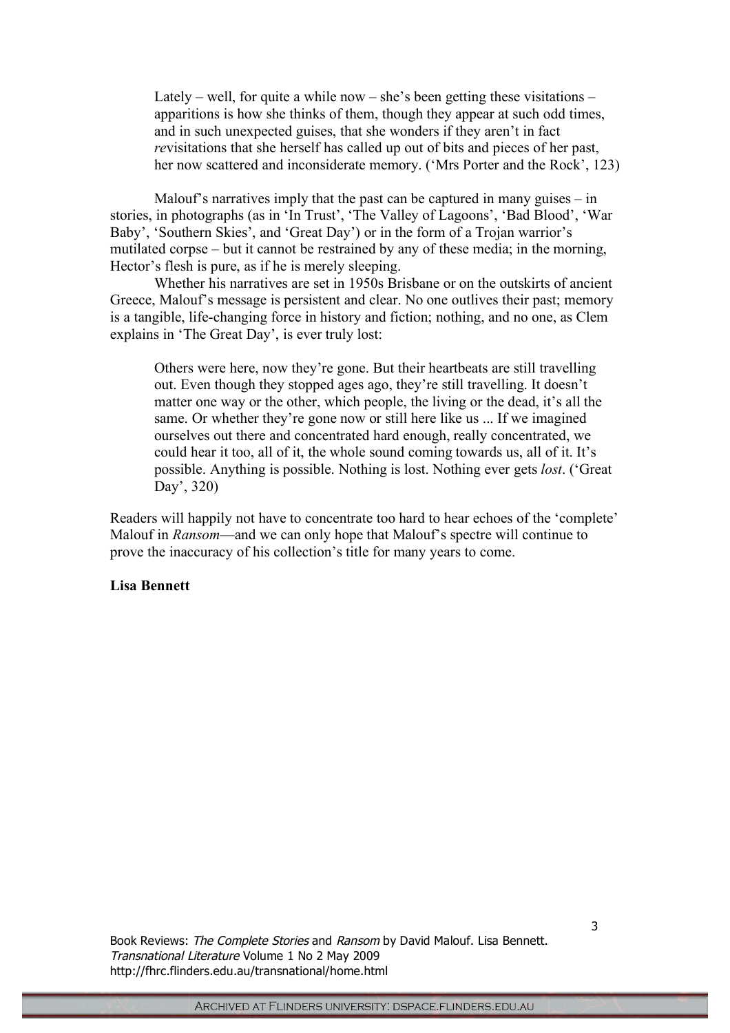> Lately – well, for quite a while now – she's been getting these visitations – apparitions is how she thinks of them, though they appear at such odd times, and in such unexpected guises, that she wonders if they aren't in fact *re*visitations that she herself has called up out of bits and pieces of her past, her now scattered and inconsiderate memory. ('Mrs Porter and the Rock', 123)

Malouf's narratives imply that the past can be captured in many guises – in stories, in photographs (as in 'In Trust', 'The Valley of Lagoons', 'Bad Blood', 'War Baby', 'Southern Skies', and 'Great Day') or in the form of a Trojan warrior's mutilated corpse – but it cannot be restrained by any of these media; in the morning, Hector's flesh is pure, as if he is merely sleeping.

Whether his narratives are set in 1950s Brisbane or on the outskirts of ancient Greece, Malouf's message is persistent and clear. No one outlives their past; memory is a tangible, life-changing force in history and fiction; nothing, and no one, as Clem explains in 'The Great Day', is ever truly lost:

> Others were here, now they're gone. But their heartbeats are still travelling out. Even though they stopped ages ago, they're still travelling. It doesn't matter one way or the other, which people, the living or the dead, it's all the same. Or whether they're gone now or still here like us ... If we imagined ourselves out there and concentrated hard enough, really concentrated, we could hear it too, all of it, the whole sound coming towards us, all of it. It's possible. Anything is possible. Nothing is lost. Nothing ever gets *lost*. ('Great Day', 320)

Readers will happily not have to concentrate too hard to hear echoes of the 'complete' Malouf in *Ransom*—and we can only hope that Malouf's spectre will continue to prove the inaccuracy of his collection's title for many years to come.

**Lisa Bennett**